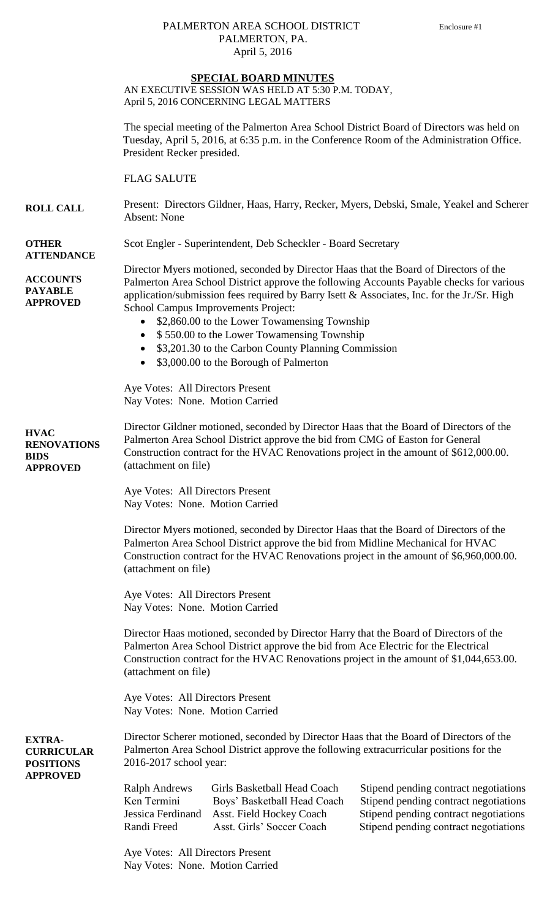PALMERTON AREA SCHOOL DISTRICT
PALMERTON, PA.
April 5, 2016

Enclosure #1

## SPECIAL BOARD MINUTES

AN EXECUTIVE SESSION WAS HELD AT 5:30 P.M. TODAY, April 5, 2016 CONCERNING LEGAL MATTERS

The special meeting of the Palmerton Area School District Board of Directors was held on Tuesday, April 5, 2016, at 6:35 p.m. in the Conference Room of the Administration Office. President Recker presided.

FLAG SALUTE

**ROLL CALL**

Present: Directors Gildner, Haas, Harry, Recker, Myers, Debski, Smale, Yeakel and Scherer
Absent: None

**OTHER ATTENDANCE**

Scot Engler - Superintendent, Deb Scheckler - Board Secretary

**ACCOUNTS PAYABLE APPROVED**

Director Myers motioned, seconded by Director Haas that the Board of Directors of the Palmerton Area School District approve the following Accounts Payable checks for various application/submission fees required by Barry Isett & Associates, Inc. for the Jr./Sr. High School Campus Improvements Project:

- $2,860.00 to the Lower Towamensing Township
- $ 550.00 to the Lower Towamensing Township
- $3,201.30 to the Carbon County Planning Commission
- $3,000.00 to the Borough of Palmerton

Aye Votes: All Directors Present
Nay Votes: None. Motion Carried

**HVAC RENOVATIONS BIDS APPROVED**

Director Gildner motioned, seconded by Director Haas that the Board of Directors of the Palmerton Area School District approve the bid from CMG of Easton for General Construction contract for the HVAC Renovations project in the amount of $612,000.00. (attachment on file)

Aye Votes: All Directors Present
Nay Votes: None. Motion Carried

Director Myers motioned, seconded by Director Haas that the Board of Directors of the Palmerton Area School District approve the bid from Midline Mechanical for HVAC Construction contract for the HVAC Renovations project in the amount of $6,960,000.00. (attachment on file)

Aye Votes: All Directors Present
Nay Votes: None. Motion Carried

Director Haas motioned, seconded by Director Harry that the Board of Directors of the Palmerton Area School District approve the bid from Ace Electric for the Electrical Construction contract for the HVAC Renovations project in the amount of $1,044,653.00. (attachment on file)

Aye Votes: All Directors Present
Nay Votes: None. Motion Carried

**EXTRA-CURRICULAR POSITIONS APPROVED**

Director Scherer motioned, seconded by Director Haas that the Board of Directors of the Palmerton Area School District approve the following extracurricular positions for the 2016-2017 school year:

| | | |
|---|---|---|
| Ralph Andrews | Girls Basketball Head Coach | Stipend pending contract negotiations |
| Ken Termini | Boys' Basketball Head Coach | Stipend pending contract negotiations |
| Jessica Ferdinand | Asst. Field Hockey Coach | Stipend pending contract negotiations |
| Randi Freed | Asst. Girls' Soccer Coach | Stipend pending contract negotiations |

Aye Votes: All Directors Present
Nay Votes: None. Motion Carried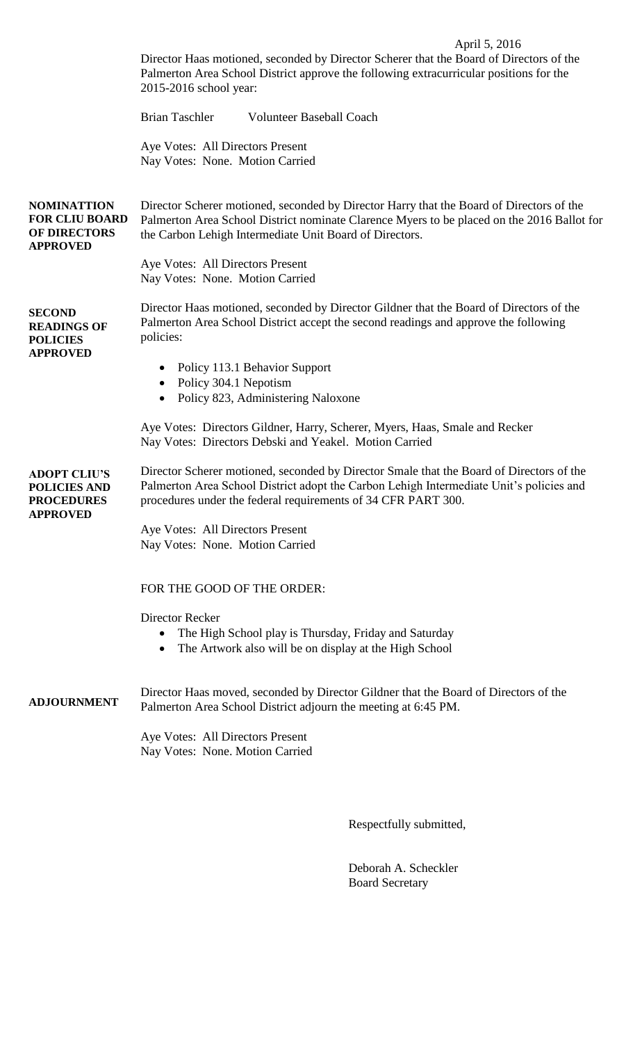April 5, 2016

Director Haas motioned, seconded by Director Scherer that the Board of Directors of the Palmerton Area School District approve the following extracurricular positions for the 2015-2016 school year:

Brian Taschler    Volunteer Baseball Coach

Aye Votes: All Directors Present
Nay Votes: None. Motion Carried

**NOMINATTION FOR CLIU BOARD OF DIRECTORS APPROVED**

Director Scherer motioned, seconded by Director Harry that the Board of Directors of the Palmerton Area School District nominate Clarence Myers to be placed on the 2016 Ballot for the Carbon Lehigh Intermediate Unit Board of Directors.

Aye Votes: All Directors Present
Nay Votes: None. Motion Carried

**SECOND READINGS OF POLICIES APPROVED**

Director Haas motioned, seconded by Director Gildner that the Board of Directors of the Palmerton Area School District accept the second readings and approve the following policies:

- Policy 113.1 Behavior Support
- Policy 304.1 Nepotism
- Policy 823, Administering Naloxone

Aye Votes: Directors Gildner, Harry, Scherer, Myers, Haas, Smale and Recker
Nay Votes: Directors Debski and Yeakel. Motion Carried

**ADOPT CLIU'S POLICIES AND PROCEDURES APPROVED**

Director Scherer motioned, seconded by Director Smale that the Board of Directors of the Palmerton Area School District adopt the Carbon Lehigh Intermediate Unit's policies and procedures under the federal requirements of 34 CFR PART 300.

Aye Votes: All Directors Present
Nay Votes: None. Motion Carried

FOR THE GOOD OF THE ORDER:

Director Recker

- The High School play is Thursday, Friday and Saturday
- The Artwork also will be on display at the High School

**ADJOURNMENT**

Director Haas moved, seconded by Director Gildner that the Board of Directors of the Palmerton Area School District adjourn the meeting at 6:45 PM.

Aye Votes: All Directors Present
Nay Votes: None. Motion Carried

Respectfully submitted,

Deborah A. Scheckler
Board Secretary